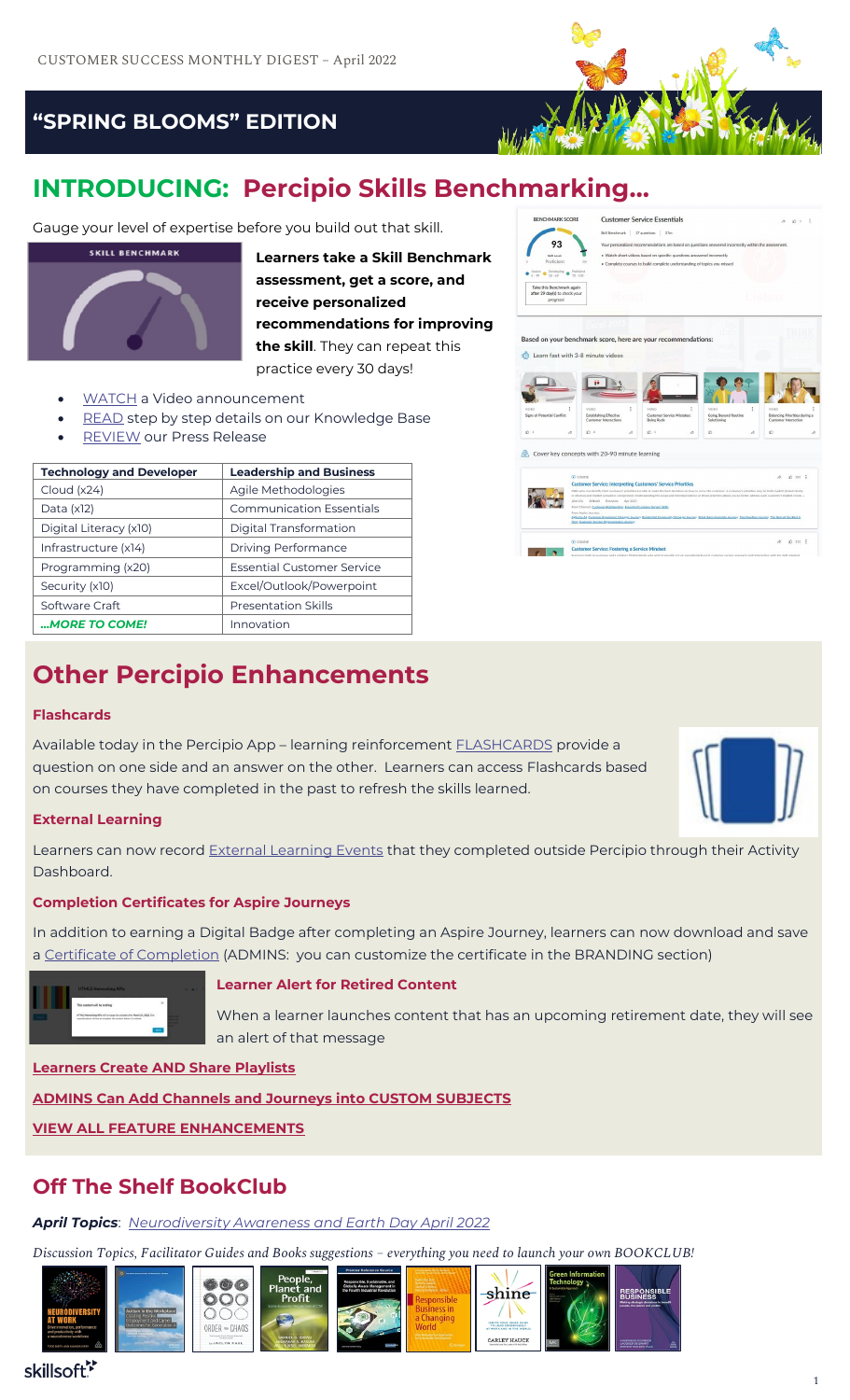CUSTOMER SUCCESS MONTHLY DIGEST – April 2022

## "SPRING BLOOMS" EDITION

# INTRODUCING: Percipio Skills Benchmarking…

Gauge your level of expertise before you build out that skill.

**Learners take a Skill Benchmark assessment, get a score, and receive personalized recommendations for improving the skill**. They can repeat this practice every 30 days!

- WATCH a Video announcement
- READ step by step details on our Knowledge Base
- REVIEW our Press Release

| Technology and Developer | Leadership and Business |
|---|---|
| Cloud (x24) | Agile Methodologies |
| Data (x12) | Communication Essentials |
| Digital Literacy (x10) | Digital Transformation |
| Infrastructure (x14) | Driving Performance |
| Programming (x20) | Essential Customer Service |
| Security (x10) | Excel/Outlook/Powerpoint |
| Software Craft | Presentation Skills |
| ***…MORE TO COME!*** | Innovation |

# Other Percipio Enhancements

### Flashcards

Available today in the Percipio App – learning reinforcement FLASHCARDS provide a question on one side and an answer on the other. Learners can access Flashcards based on courses they have completed in the past to refresh the skills learned.

### External Learning

Learners can now record External Learning Events that they completed outside Percipio through their Activity Dashboard.

### Completion Certificates for Aspire Journeys

In addition to earning a Digital Badge after completing an Aspire Journey, learners can now download and save a Certificate of Completion (ADMINS: you can customize the certificate in the BRANDING section)

### Learner Alert for Retired Content

When a learner launches content that has an upcoming retirement date, they will see an alert of that message

**Learners Create AND Share Playlists**

**ADMINS Can Add Channels and Journeys into CUSTOM SUBJECTS**

**VIEW ALL FEATURE ENHANCEMENTS**

# Off The Shelf BookClub

***April Topics***: *Neurodiversity Awareness and Earth Day April 2022*

*Discussion Topics, Facilitator Guides and Books suggestions – everything you need to launch your own BOOKCLUB!*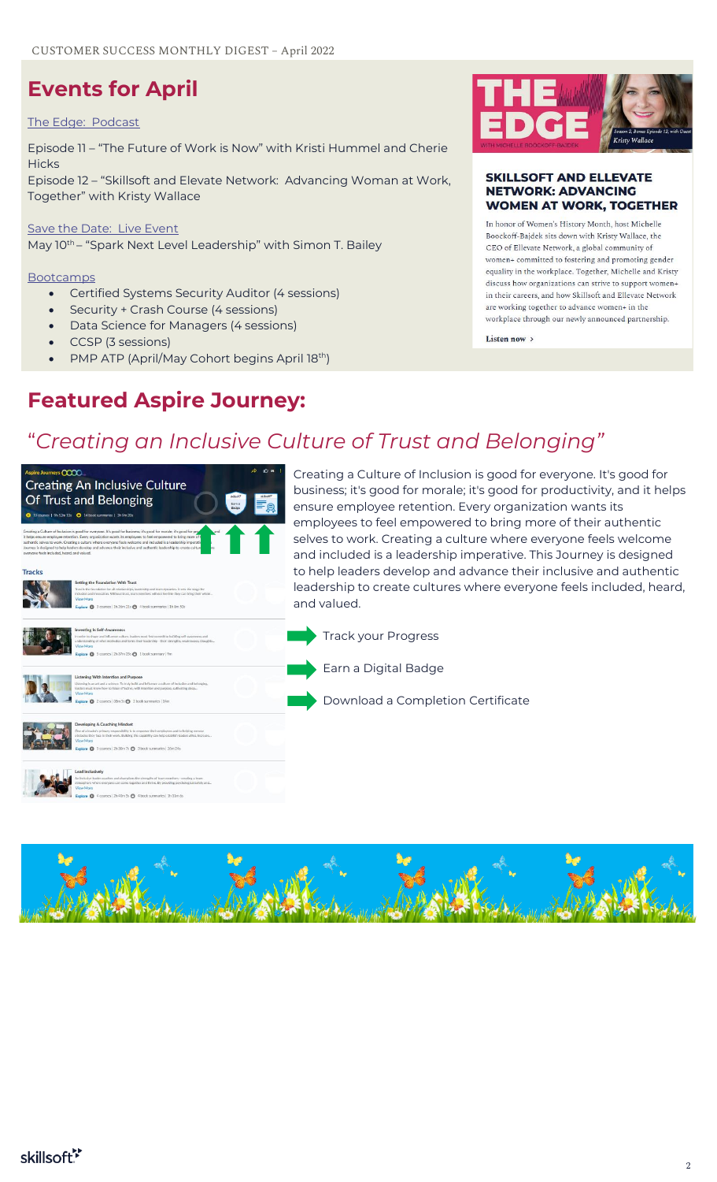# Events for April

The Edge: Podcast

Episode 11 – "The Future of Work is Now" with Kristi Hummel and Cherie Hicks

Episode 12 – "Skillsoft and Elevate Network: Advancing Woman at Work, Together" with Kristy Wallace

Save the Date: Live Event

May 10th – "Spark Next Level Leadership" with Simon T. Bailey

Bootcamps

- Certified Systems Security Auditor (4 sessions)
- Security + Crash Course (4 sessions)
- Data Science for Managers (4 sessions)
- CCSP (3 sessions)
- PMP ATP (April/May Cohort begins April 18th)

### SKILLSOFT AND ELLEVATE NETWORK: ADVANCING WOMEN AT WORK, TOGETHER

In honor of Women's History Month, host Michelle Boockoff-Bajdek sits down with Kristy Wallace, the CEO of Ellevate Network, a global community of women+ committed to fostering and promoting gender equality in the workplace. Together, Michelle and Kristy discuss how organizations can strive to support women+ in their careers, and how Skillsoft and Ellevate Network are working together to advance women+ in the workplace through our newly announced partnership.

Listen now >

# Featured Aspire Journey:

## *"Creating an Inclusive Culture of Trust and Belonging"*

Creating a Culture of Inclusion is good for everyone. It's good for business; it's good for morale; it's good for productivity, and it helps ensure employee retention. Every organization wants its employees to feel empowered to bring more of their authentic selves to work. Creating a culture where everyone feels welcome and included is a leadership imperative. This Journey is designed to help leaders develop and advance their inclusive and authentic leadership to create cultures where everyone feels included, heard, and valued.

- Track your Progress
- Earn a Digital Badge
- Download a Completion Certificate